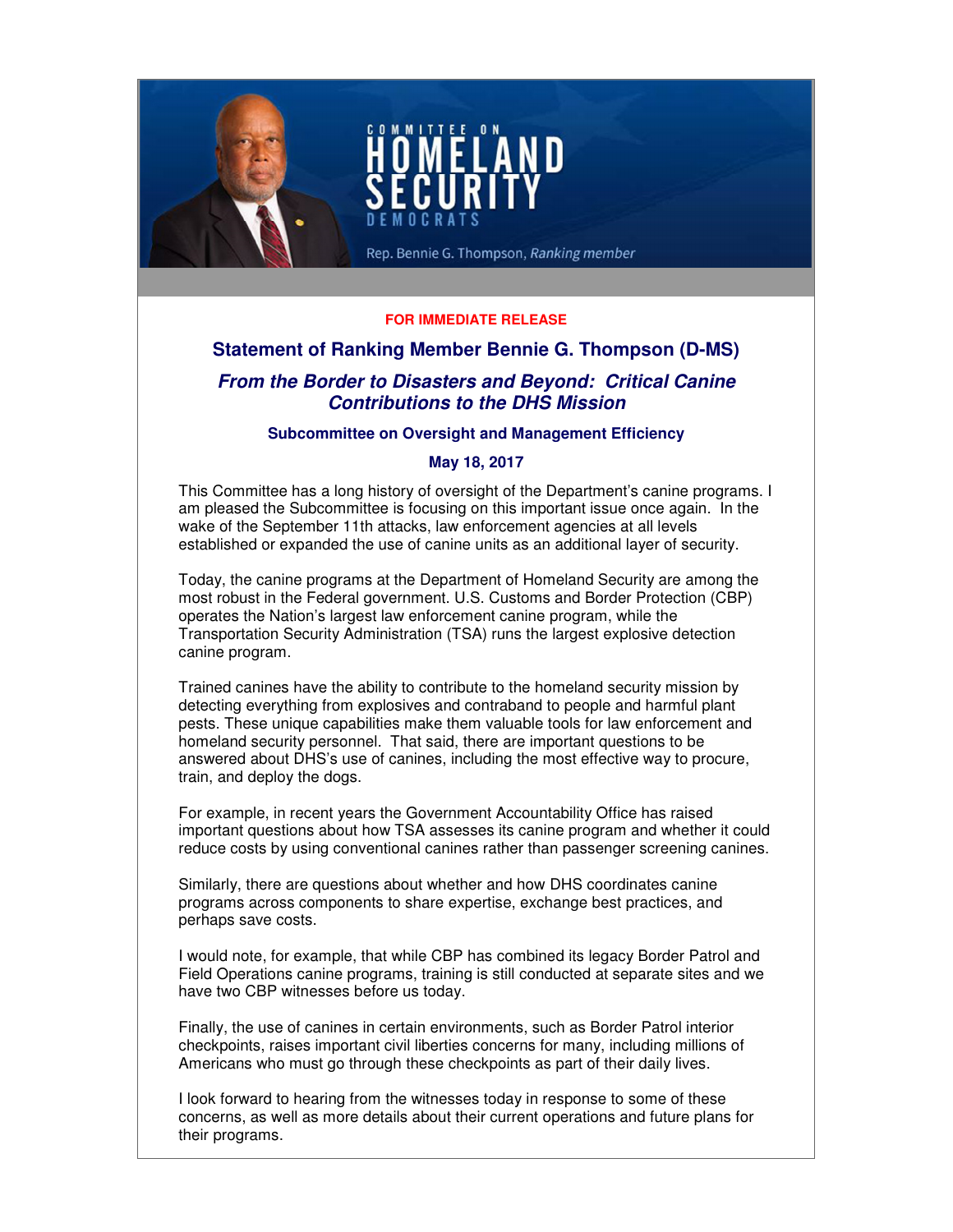COMMITTEE ON HOMELAND SECURITY DEMOCRATS

Rep. Bennie G. Thompson, *Ranking member*

**FOR IMMEDIATE RELEASE**

## Statement of Ranking Member Bennie G. Thompson (D-MS)

### *From the Border to Disasters and Beyond: Critical Canine Contributions to the DHS Mission*

**Subcommittee on Oversight and Management Efficiency**

**May 18, 2017**

This Committee has a long history of oversight of the Department's canine programs. I am pleased the Subcommittee is focusing on this important issue once again. In the wake of the September 11th attacks, law enforcement agencies at all levels established or expanded the use of canine units as an additional layer of security.

Today, the canine programs at the Department of Homeland Security are among the most robust in the Federal government. U.S. Customs and Border Protection (CBP) operates the Nation's largest law enforcement canine program, while the Transportation Security Administration (TSA) runs the largest explosive detection canine program.

Trained canines have the ability to contribute to the homeland security mission by detecting everything from explosives and contraband to people and harmful plant pests. These unique capabilities make them valuable tools for law enforcement and homeland security personnel. That said, there are important questions to be answered about DHS's use of canines, including the most effective way to procure, train, and deploy the dogs.

For example, in recent years the Government Accountability Office has raised important questions about how TSA assesses its canine program and whether it could reduce costs by using conventional canines rather than passenger screening canines.

Similarly, there are questions about whether and how DHS coordinates canine programs across components to share expertise, exchange best practices, and perhaps save costs.

I would note, for example, that while CBP has combined its legacy Border Patrol and Field Operations canine programs, training is still conducted at separate sites and we have two CBP witnesses before us today.

Finally, the use of canines in certain environments, such as Border Patrol interior checkpoints, raises important civil liberties concerns for many, including millions of Americans who must go through these checkpoints as part of their daily lives.

I look forward to hearing from the witnesses today in response to some of these concerns, as well as more details about their current operations and future plans for their programs.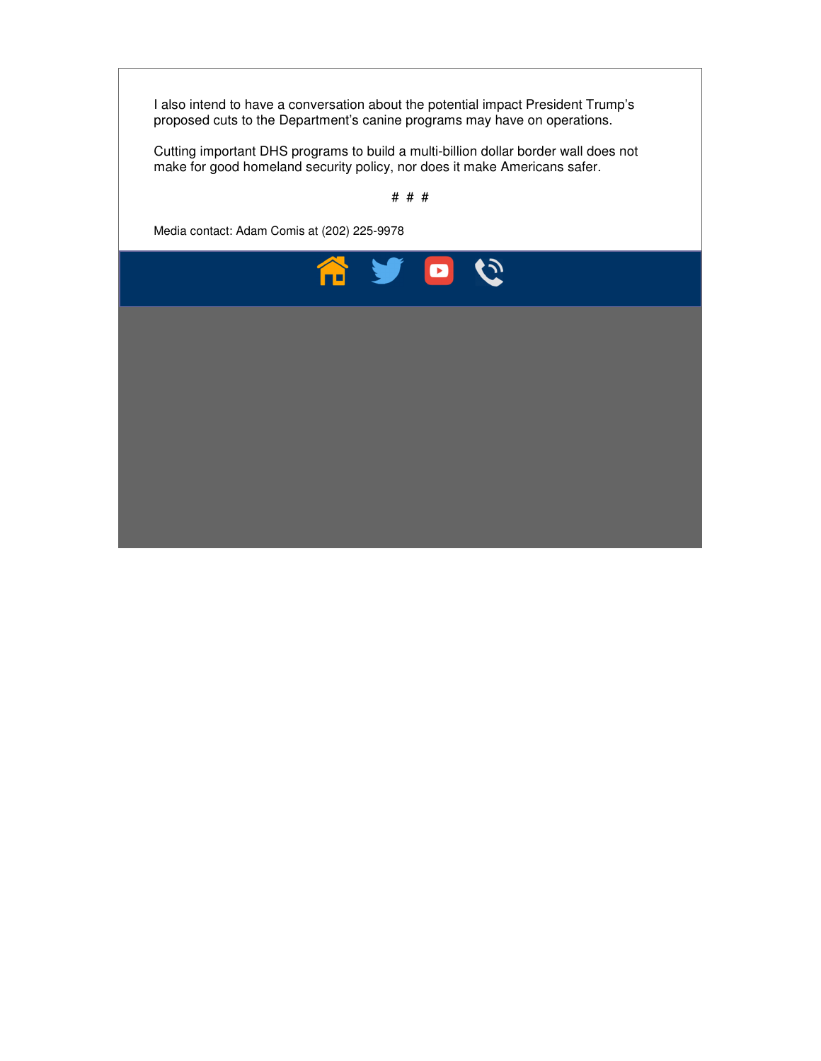I also intend to have a conversation about the potential impact President Trump's proposed cuts to the Department's canine programs may have on operations.

Cutting important DHS programs to build a multi-billion dollar border wall does not make for good homeland security policy, nor does it make Americans safer.

# # #

Media contact: Adam Comis at (202) 225-9978